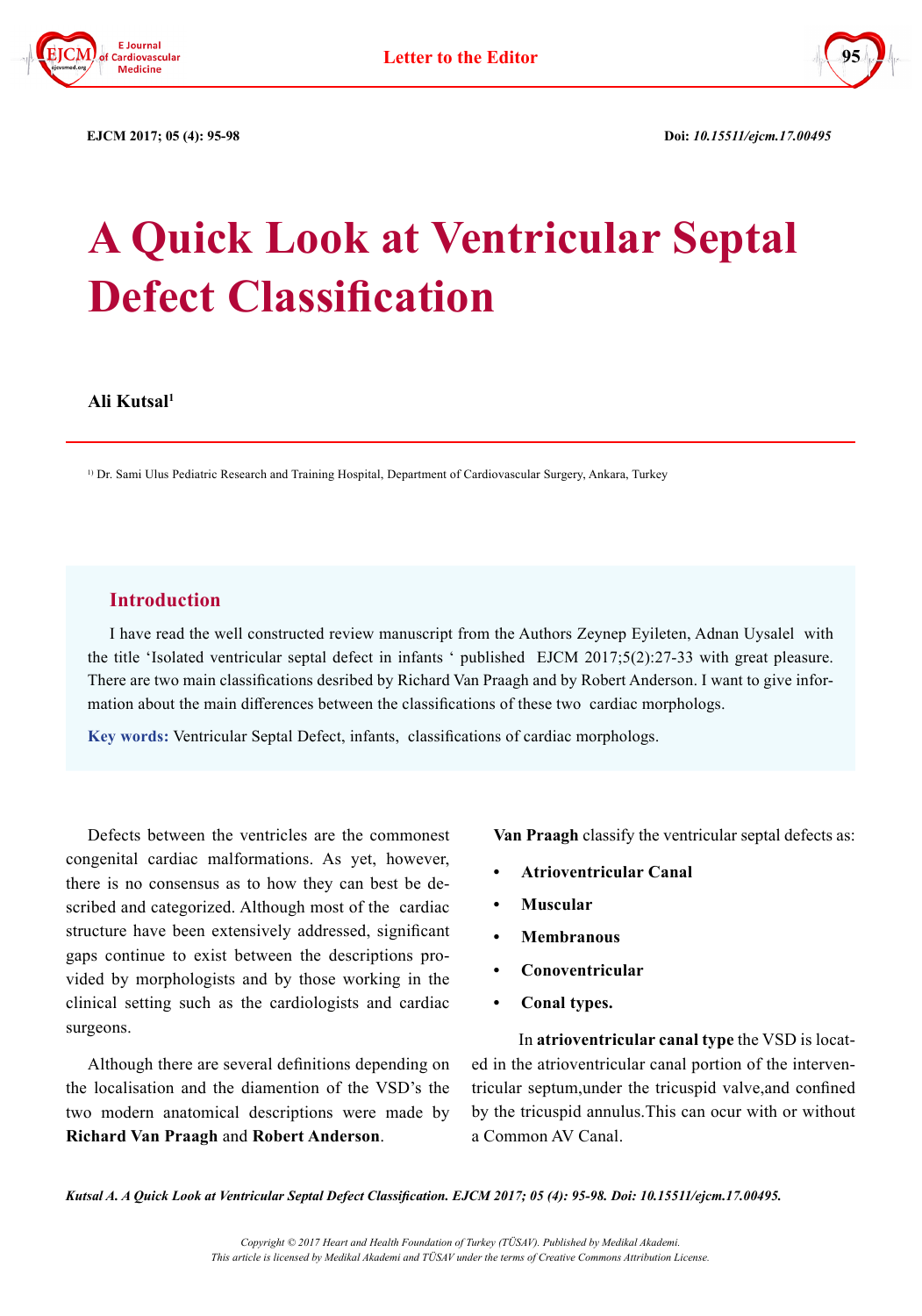# A Quick Look at Ventricular Septal Defect Classification

**Ali Kutsal**[1]

[1] Dr. Sami Ulus Pediatric Research and Training Hospital, Department of Cardiovascular Surgery, Ankara, Turkey

## Introduction

I have read the well constructed review manuscript from the Authors Zeynep Eyileten, Adnan Uysalel with the title 'Isolated ventricular septal defect in infants ' published EJCM 2017;5(2):27-33 with great pleasure. There are two main classifications desribed by Richard Van Praagh and by Robert Anderson. I want to give information about the main differences between the classifications of these two cardiac morphologs.

**Key words:** Ventricular Septal Defect, infants, classifications of cardiac morphologs.

Defects between the ventricles are the commonest congenital cardiac malformations. As yet, however, there is no consensus as to how they can best be described and categorized. Although most of the cardiac structure have been extensively addressed, significant gaps continue to exist between the descriptions provided by morphologists and by those working in the clinical setting such as the cardiologists and cardiac surgeons.

Although there are several definitions depending on the localisation and the diamention of the VSD's the two modern anatomical descriptions were made by **Richard Van Praagh** and **Robert Anderson**.

**Van Praagh** classify the ventricular septal defects as:

- **Atrioventricular Canal**
- **Muscular**
- **Membranous**
- **Conoventricular**
- **Conal types.**

In **atrioventricular canal type** the VSD is located in the atrioventricular canal portion of the interventricular septum,under the tricuspid valve,and confined by the tricuspid annulus.This can ocur with or without a Common AV Canal.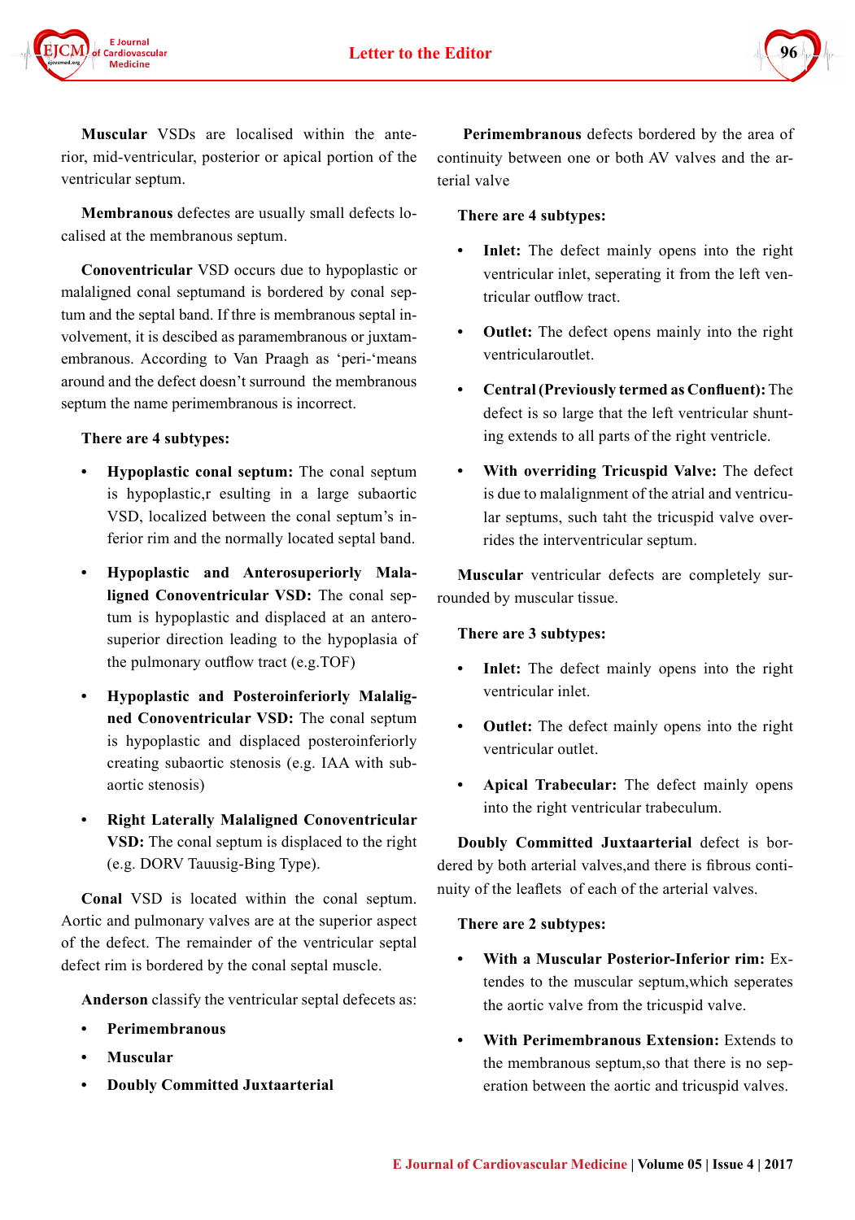**Muscular** VSDs are localised within the anterior, mid-ventricular, posterior or apical portion of the ventricular septum.

**Membranous** defectes are usually small defects localised at the membranous septum.

**Conoventricular** VSD occurs due to hypoplastic or malaligned conal septumand is bordered by conal septum and the septal band. If thre is membranous septal involvement, it is descibed as paramembranous or juxtamembranous. According to Van Praagh as 'peri-'means around and the defect doesn't surround the membranous septum the name perimembranous is incorrect.

**There are 4 subtypes:**

- **Hypoplastic conal septum:** The conal septum is hypoplastic,r esulting in a large subaortic VSD, localized between the conal septum's inferior rim and the normally located septal band.
- **Hypoplastic and Anterosuperiorly Malaligned Conoventricular VSD:** The conal septum is hypoplastic and displaced at an anterosuperior direction leading to the hypoplasia of the pulmonary outflow tract (e.g.TOF)
- **Hypoplastic and Posteroinferiorly Malaligned Conoventricular VSD:** The conal septum is hypoplastic and displaced posteroinferiorly creating subaortic stenosis (e.g. IAA with subaortic stenosis)
- **Right Laterally Malaligned Conoventricular VSD:** The conal septum is displaced to the right (e.g. DORV Tauusig-Bing Type).

**Conal** VSD is located within the conal septum. Aortic and pulmonary valves are at the superior aspect of the defect. The remainder of the ventricular septal defect rim is bordered by the conal septal muscle.

**Anderson** classify the ventricular septal defecets as:

- **Perimembranous**
- **Muscular**
- **Doubly Committed Juxtaarterial**

**Perimembranous** defects bordered by the area of continuity between one or both AV valves and the arterial valve

**There are 4 subtypes:**

- **Inlet:** The defect mainly opens into the right ventricular inlet, seperating it from the left ventricular outflow tract.
- **Outlet:** The defect opens mainly into the right ventricularoutlet.
- **Central (Previously termed as Confluent):** The defect is so large that the left ventricular shunting extends to all parts of the right ventricle.
- **With overriding Tricuspid Valve:** The defect is due to malalignment of the atrial and ventricular septums, such taht the tricuspid valve overrides the interventricular septum.

**Muscular** ventricular defects are completely surrounded by muscular tissue.

**There are 3 subtypes:**

- **Inlet:** The defect mainly opens into the right ventricular inlet.
- **Outlet:** The defect mainly opens into the right ventricular outlet.
- **Apical Trabecular:** The defect mainly opens into the right ventricular trabeculum.

**Doubly Committed Juxtaarterial** defect is bordered by both arterial valves,and there is fibrous continuity of the leaflets of each of the arterial valves.

**There are 2 subtypes:**

- **With a Muscular Posterior-Inferior rim:** Extendes to the muscular septum,which seperates the aortic valve from the tricuspid valve.
- **With Perimembranous Extension:** Extends to the membranous septum,so that there is no seperation between the aortic and tricuspid valves.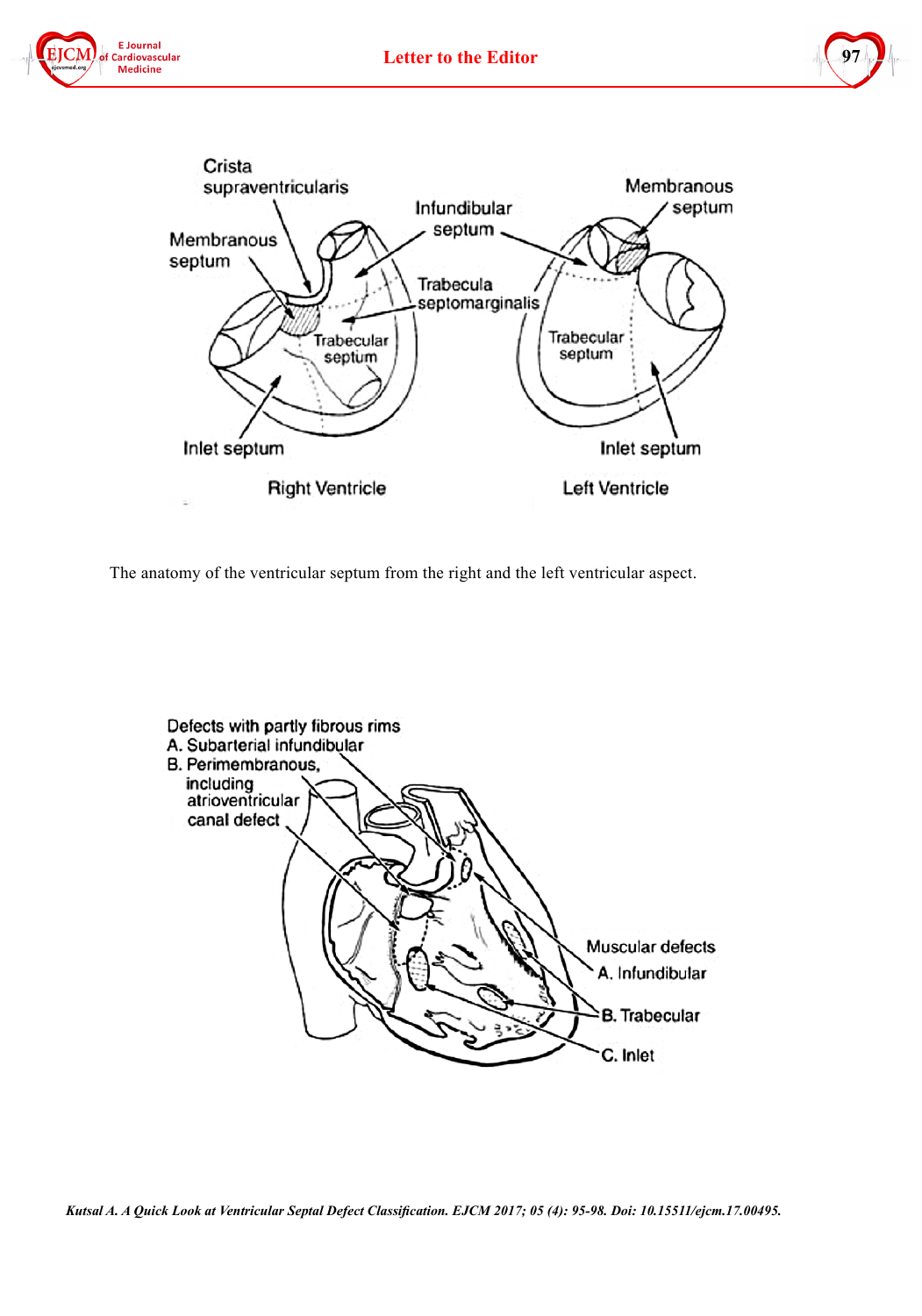The anatomy of the ventricular septum from the right and the left ventricular aspect.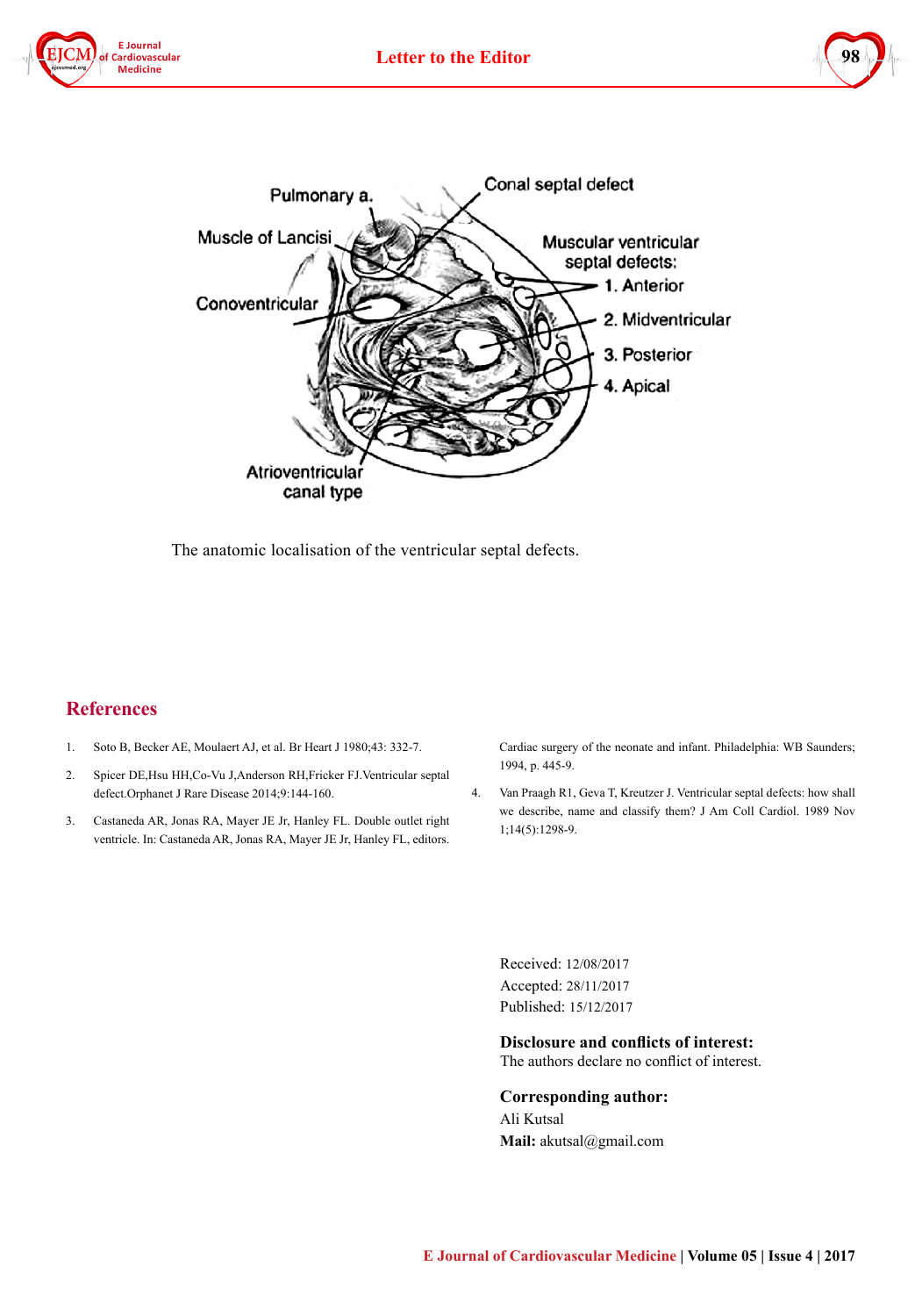Pulmonary a.

Conal septal defect

Muscle of Lancisi

Muscular ventricular septal defects:

1. Anterior

Conoventricular

2. Midventricular

3. Posterior

4. Apical

Atrioventricular canal type

The anatomic localisation of the ventricular septal defects.

## References

1. Soto B, Becker AE, Moulaert AJ, et al. Br Heart J 1980;43: 332-7.
2. Spicer DE,Hsu HH,Co-Vu J,Anderson RH,Fricker FJ.Ventricular septal defect.Orphanet J Rare Disease 2014;9:144-160.
3. Castaneda AR, Jonas RA, Mayer JE Jr, Hanley FL. Double outlet right ventricle. In: Castaneda AR, Jonas RA, Mayer JE Jr, Hanley FL, editors. Cardiac surgery of the neonate and infant. Philadelphia: WB Saunders; 1994, p. 445-9.
4. Van Praagh R1, Geva T, Kreutzer J. Ventricular septal defects: how shall we describe, name and classify them? J Am Coll Cardiol. 1989 Nov 1;14(5):1298-9.

Received: 12/08/2017
Accepted: 28/11/2017
Published: 15/12/2017

**Disclosure and conflicts of interest:**
The authors declare no conflict of interest.

**Corresponding author:**
Ali Kutsal
**Mail:** akutsal@gmail.com